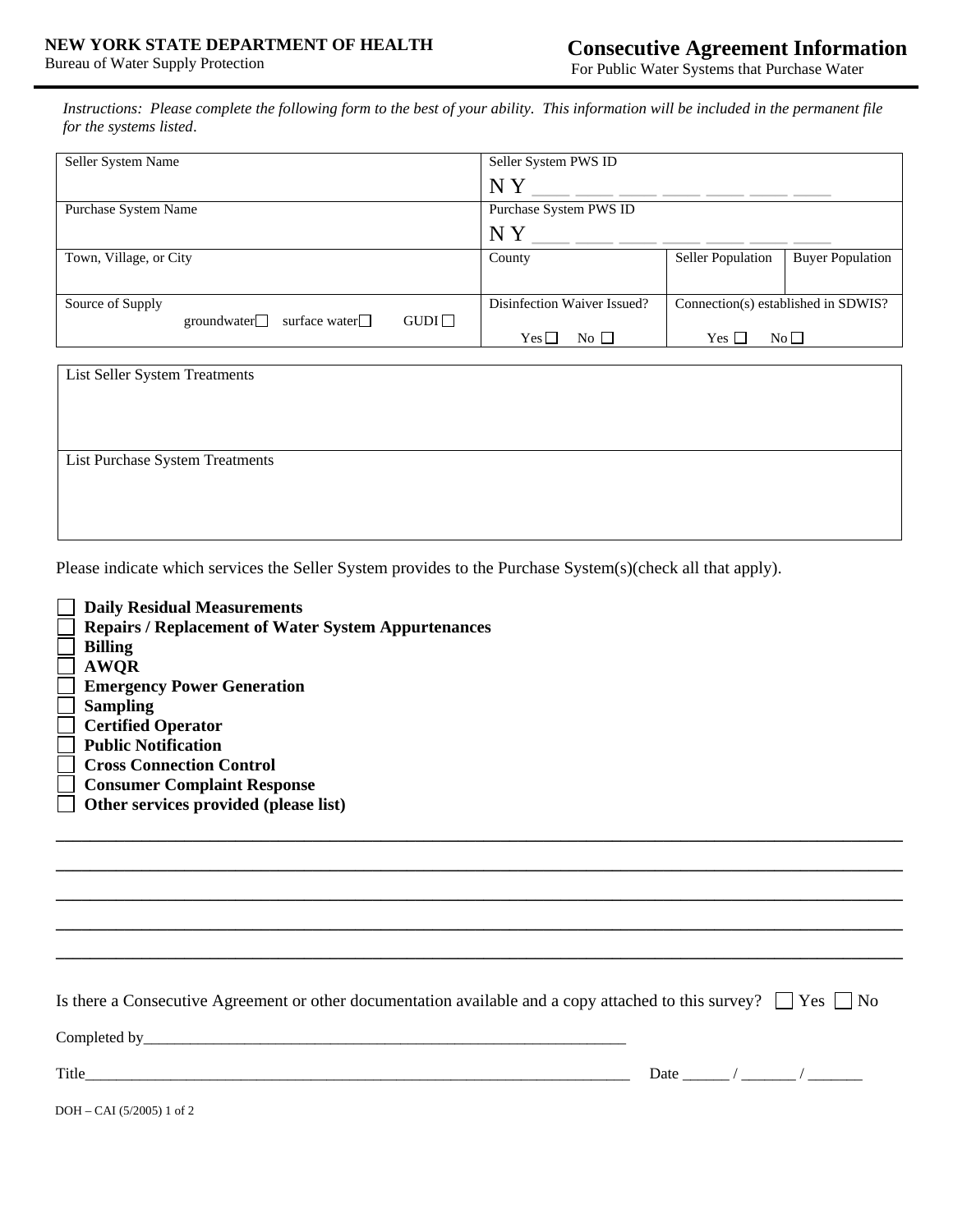**NEW YORK STATE DEPARTMENT OF HEALTH**
Bureau of Water Supply Protection

# Consecutive Agreement Information

For Public Water Systems that Purchase Water

*Instructions: Please complete the following form to the best of your ability. This information will be included in the permanent file for the systems listed*.

| Seller System Name | Seller System PWS ID<br>N Y ___ ___ ___ ___ ___ ___ ___ | | |
|---|---|---|---|
| Purchase System Name | Purchase System PWS ID<br>N Y ___ ___ ___ ___ ___ ___ ___ | | |
| Town, Village, or City | County | Seller Population | Buyer Population |
| Source of Supply<br>groundwater☐ surface water☐ GUDI☐ | Disinfection Waiver Issued?<br>Yes☐ No☐ | Connection(s) established in SDWIS?<br>Yes☐ No☐ | |

| List Seller System Treatments |
|---|
| |
| **List Purchase System Treatments** |
| |

Please indicate which services the Seller System provides to the Purchase System(s)(check all that apply).

- ☐ **Daily Residual Measurements**
- ☐ **Repairs / Replacement of Water System Appurtenances**
- ☐ **Billing**
- ☐ **AWQR**
- ☐ **Emergency Power Generation**
- ☐ **Sampling**
- ☐ **Certified Operator**
- ☐ **Public Notification**
- ☐ **Cross Connection Control**
- ☐ **Consumer Complaint Response**
- ☐ **Other services provided (please list)**

______________________________________________________________________________

______________________________________________________________________________

______________________________________________________________________________

______________________________________________________________________________

______________________________________________________________________________

Is there a Consecutive Agreement or other documentation available and a copy attached to this survey? ☐ Yes ☐ No

Completed by_______________________________________________________________

Title__________________________________________________________________ Date ______ / _______ / _______

DOH – CAI (5/2005) 1 of 2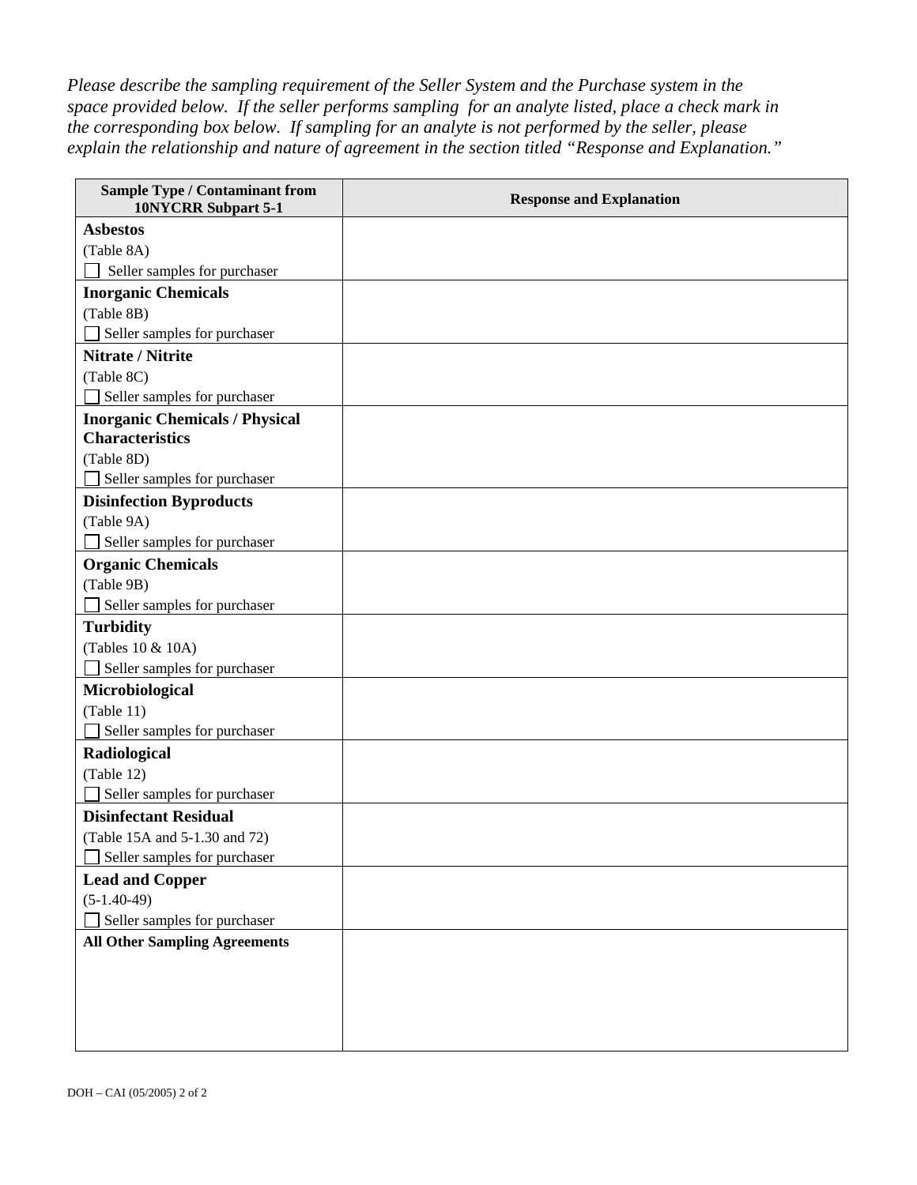*Please describe the sampling requirement of the Seller System and the Purchase system in the space provided below. If the seller performs sampling for an analyte listed, place a check mark in the corresponding box below. If sampling for an analyte is not performed by the seller, please explain the relationship and nature of agreement in the section titled "Response and Explanation."*

| Sample Type / Contaminant from 10NYCRR Subpart 5-1 | Response and Explanation |
| --- | --- |
| **Asbestos**<br>(Table 8A)<br>☐ Seller samples for purchaser | |
| **Inorganic Chemicals**<br>(Table 8B)<br>☐ Seller samples for purchaser | |
| **Nitrate / Nitrite**<br>(Table 8C)<br>☐ Seller samples for purchaser | |
| **Inorganic Chemicals / Physical Characteristics**<br>(Table 8D)<br>☐ Seller samples for purchaser | |
| **Disinfection Byproducts**<br>(Table 9A)<br>☐ Seller samples for purchaser | |
| **Organic Chemicals**<br>(Table 9B)<br>☐ Seller samples for purchaser | |
| **Turbidity**<br>(Tables 10 & 10A)<br>☐ Seller samples for purchaser | |
| **Microbiological**<br>(Table 11)<br>☐ Seller samples for purchaser | |
| **Radiological**<br>(Table 12)<br>☐ Seller samples for purchaser | |
| **Disinfectant Residual**<br>(Table 15A and 5-1.30 and 72)<br>☐ Seller samples for purchaser | |
| **Lead and Copper**<br>(5-1.40-49)<br>☐ Seller samples for purchaser | |
| **All Other Sampling Agreements** | |

DOH – CAI (05/2005)